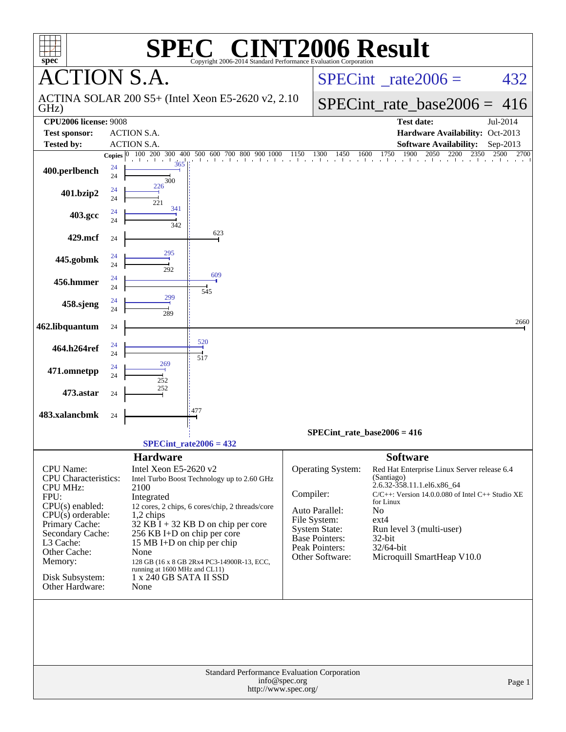# SPEC® CINT2006 Result

Copyright 2006-2014 Standard Performance Evaluation Corporation

## ACTION S.A.

ACTINA SOLAR 200 S5+ (Intel Xeon E5-2620 v2, 2.10 GHz)

SPECint_rate2006 = 432

SPECint_rate_base2006 = 416

| | | | |
|---|---|---|---|
| **CPU2006 license:** | 9008 | **Test date:** | Jul-2014 |
| **Test sponsor:** | ACTION S.A. | **Hardware Availability:** | Oct-2013 |
| **Tested by:** | ACTION S.A. | **Software Availability:** | Sep-2013 |

| Benchmark | Copies (peak) | Peak | Copies (base) | Base |
|---|---|---|---|---|
| 400.perlbench | 24 | 365 | 24 | 300 |
| 401.bzip2 | 24 | 226 | 24 | 221 |
| 403.gcc | 24 | 341 | 24 | 342 |
| 429.mcf | | | 24 | 623 |
| 445.gobmk | 24 | 295 | 24 | 292 |
| 456.hmmer | 24 | 609 | 24 | 545 |
| 458.sjeng | 24 | 299 | 24 | 289 |
| 462.libquantum | | | 24 | 2660 |
| 464.h264ref | 24 | 520 | 24 | 517 |
| 471.omnetpp | 24 | 269 | 24 | 252 |
| 473.astar | | | 24 | 252 |
| 483.xalancbmk | | | 24 | 477 |

SPECint_rate_base2006 = 416

SPECint_rate2006 = 432

### Hardware

| | |
|---|---|
| CPU Name: | Intel Xeon E5-2620 v2 |
| CPU Characteristics: | Intel Turbo Boost Technology up to 2.60 GHz |
| CPU MHz: | 2100 |
| FPU: | Integrated |
| CPU(s) enabled: | 12 cores, 2 chips, 6 cores/chip, 2 threads/core |
| CPU(s) orderable: | 1,2 chips |
| Primary Cache: | 32 KB I + 32 KB D on chip per core |
| Secondary Cache: | 256 KB I+D on chip per core |
| L3 Cache: | 15 MB I+D on chip per chip |
| Other Cache: | None |
| Memory: | 128 GB (16 x 8 GB 2Rx4 PC3-14900R-13, ECC, running at 1600 MHz and CL11) |
| Disk Subsystem: | 1 x 240 GB SATA II SSD |
| Other Hardware: | None |

### Software

| | |
|---|---|
| Operating System: | Red Hat Enterprise Linux Server release 6.4 (Santiago) 2.6.32-358.11.1.el6.x86_64 |
| Compiler: | C/C++: Version 14.0.0.080 of Intel C++ Studio XE for Linux |
| Auto Parallel: | No |
| File System: | ext4 |
| System State: | Run level 3 (multi-user) |
| Base Pointers: | 32-bit |
| Peak Pointers: | 32/64-bit |
| Other Software: | Microquill SmartHeap V10.0 |

Standard Performance Evaluation Corporation
info@spec.org
http://www.spec.org/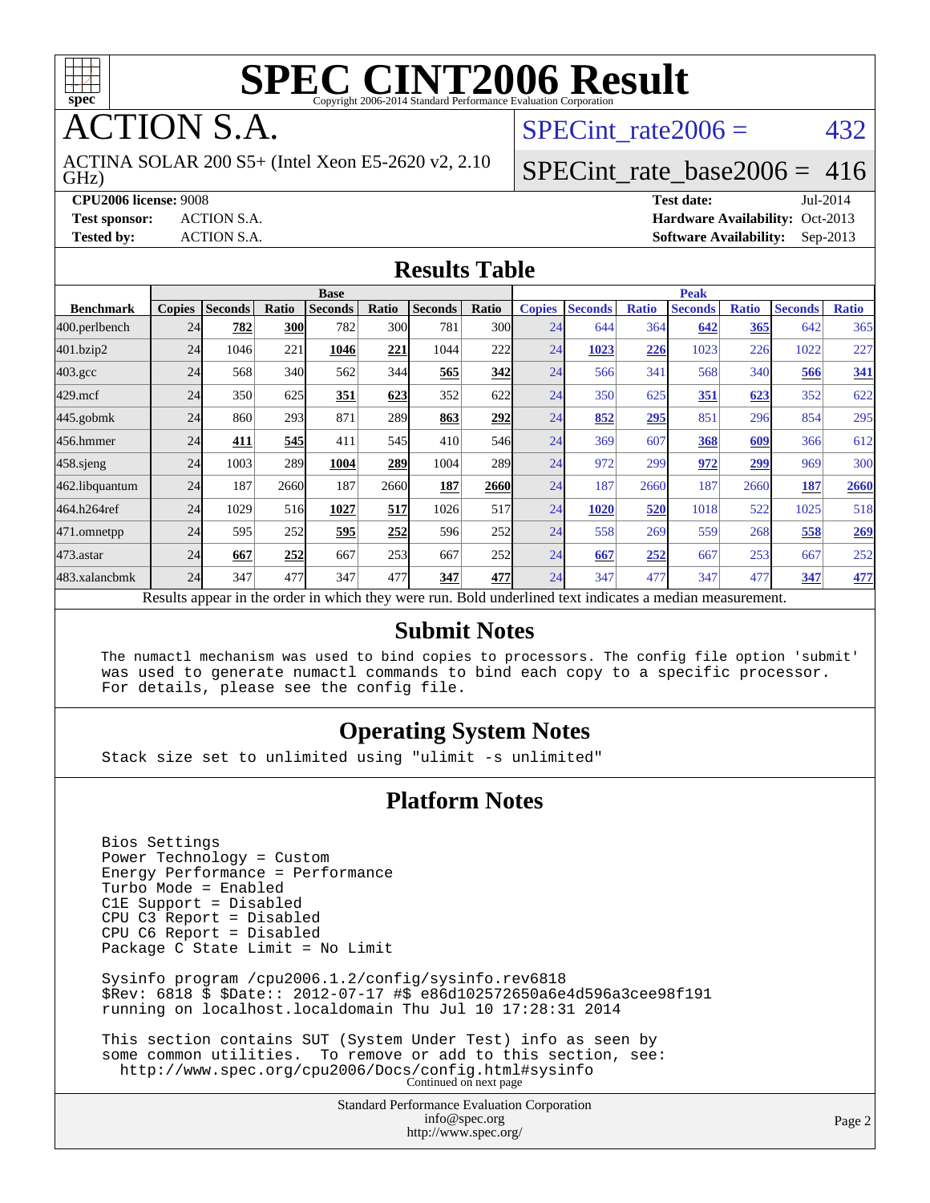# SPEC CINT2006 Result

Copyright 2006-2014 Standard Performance Evaluation Corporation

# ACTION S.A.

ACTINA SOLAR 200 S5+ (Intel Xeon E5-2620 v2, 2.10 GHz)

SPECint_rate2006 = 432

SPECint_rate_base2006 = 416

**CPU2006 license:** 9008
**Test sponsor:** ACTION S.A.
**Tested by:** ACTION S.A.

**Test date:** Jul-2014
**Hardware Availability:** Oct-2013
**Software Availability:** Sep-2013

## Results Table

| Benchmark | Base | | | | | | | Peak | | | | | | |
|---|---|---|---|---|---|---|---|---|---|---|---|---|---|---|
| | Copies | Seconds | Ratio | Seconds | Ratio | Seconds | Ratio | Copies | Seconds | Ratio | Seconds | Ratio | Seconds | Ratio |
| 400.perlbench | 24 | **782** | **300** | 782 | 300 | 781 | 300 | 24 | 644 | 364 | **642** | **365** | 642 | 365 |
| 401.bzip2 | 24 | 1046 | 221 | **1046** | **221** | 1044 | 222 | 24 | **1023** | **226** | 1023 | 226 | 1022 | 227 |
| 403.gcc | 24 | 568 | 340 | 562 | 344 | **565** | **342** | 24 | 566 | 341 | 568 | 340 | **566** | **341** |
| 429.mcf | 24 | 350 | 625 | **351** | **623** | 352 | 622 | 24 | 350 | 625 | **351** | **623** | 352 | 622 |
| 445.gobmk | 24 | 860 | 293 | 871 | 289 | **863** | **292** | 24 | **852** | **295** | 851 | 296 | 854 | 295 |
| 456.hmmer | 24 | **411** | **545** | 411 | 545 | 410 | 546 | 24 | 369 | 607 | **368** | **609** | 366 | 612 |
| 458.sjeng | 24 | 1003 | 289 | **1004** | **289** | 1004 | 289 | 24 | 972 | 299 | **972** | **299** | 969 | 300 |
| 462.libquantum | 24 | 187 | 2660 | 187 | 2660 | **187** | **2660** | 24 | 187 | 2660 | 187 | 2660 | **187** | **2660** |
| 464.h264ref | 24 | 1029 | 516 | **1027** | **517** | 1026 | 517 | 24 | **1020** | **520** | 1018 | 522 | 1025 | 518 |
| 471.omnetpp | 24 | 595 | 252 | **595** | **252** | 596 | 252 | 24 | 558 | 269 | 559 | 268 | **558** | **269** |
| 473.astar | 24 | **667** | **252** | 667 | 253 | 667 | 252 | 24 | **667** | **252** | 667 | 253 | 667 | 252 |
| 483.xalancbmk | 24 | 347 | 477 | 347 | 477 | **347** | **477** | 24 | 347 | 477 | 347 | 477 | **347** | **477** |

Results appear in the order in which they were run. Bold underlined text indicates a median measurement.

## Submit Notes

```
The numactl mechanism was used to bind copies to processors. The config file option 'submit'
was used to generate numactl commands to bind each copy to a specific processor.
For details, please see the config file.
```

## Operating System Notes

```
Stack size set to unlimited using "ulimit -s unlimited"
```

## Platform Notes

```
Bios Settings
Power Technology = Custom
Energy Performance = Performance
Turbo Mode = Enabled
C1E Support = Disabled
CPU C3 Report = Disabled
CPU C6 Report = Disabled
Package C State Limit = No Limit

Sysinfo program /cpu2006.1.2/config/sysinfo.rev6818
$Rev: 6818 $ $Date:: 2012-07-17 #$ e86d102572650a6e4d596a3cee98f191
running on localhost.localdomain Thu Jul 10 17:28:31 2014

This section contains SUT (System Under Test) info as seen by
some common utilities.  To remove or add to this section, see:
  http://www.spec.org/cpu2006/Docs/config.html#sysinfo
```

Continued on next page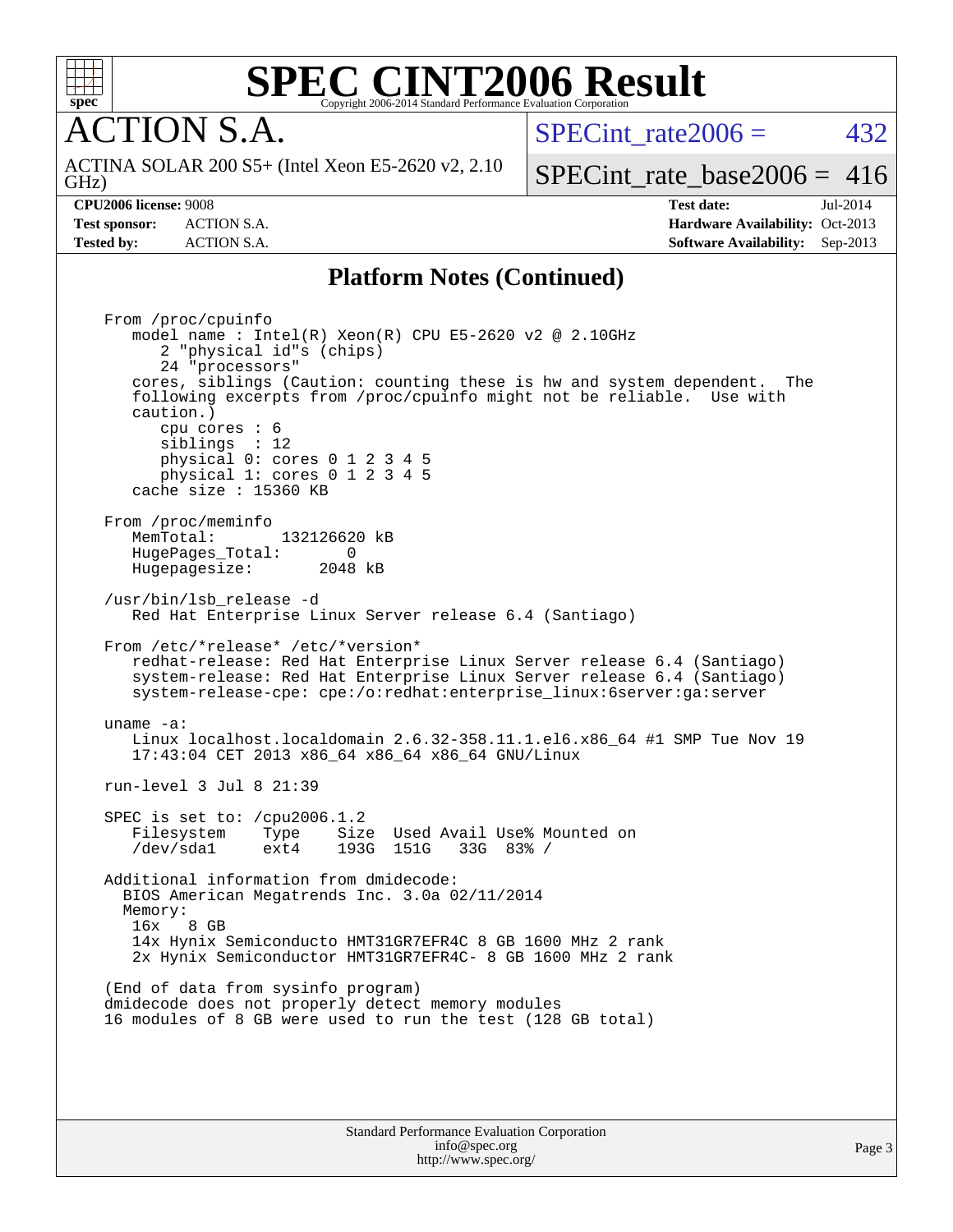# SPEC CINT2006 Result

Copyright 2006-2014 Standard Performance Evaluation Corporation

## ACTION S.A.

ACTINA SOLAR 200 S5+ (Intel Xeon E5-2620 v2, 2.10 GHz)

SPECint_rate2006 = 432

SPECint_rate_base2006 = 416

**CPU2006 license:** 9008
**Test sponsor:** ACTION S.A.
**Tested by:** ACTION S.A.

**Test date:** Jul-2014
**Hardware Availability:** Oct-2013
**Software Availability:** Sep-2013

## Platform Notes (Continued)

```
From /proc/cpuinfo
   model name : Intel(R) Xeon(R) CPU E5-2620 v2 @ 2.10GHz
      2 "physical id"s (chips)
      24 "processors"
   cores, siblings (Caution: counting these is hw and system dependent.  The
   following excerpts from /proc/cpuinfo might not be reliable.  Use with
   caution.)
      cpu cores : 6
      siblings  : 12
      physical 0: cores 0 1 2 3 4 5
      physical 1: cores 0 1 2 3 4 5
   cache size : 15360 KB

From /proc/meminfo
   MemTotal:       132126620 kB
   HugePages_Total:       0
   Hugepagesize:       2048 kB

/usr/bin/lsb_release -d
   Red Hat Enterprise Linux Server release 6.4 (Santiago)

From /etc/*release* /etc/*version*
   redhat-release: Red Hat Enterprise Linux Server release 6.4 (Santiago)
   system-release: Red Hat Enterprise Linux Server release 6.4 (Santiago)
   system-release-cpe: cpe:/o:redhat:enterprise_linux:6server:ga:server

uname -a:
   Linux localhost.localdomain 2.6.32-358.11.1.el6.x86_64 #1 SMP Tue Nov 19
   17:43:04 CET 2013 x86_64 x86_64 x86_64 GNU/Linux

run-level 3 Jul 8 21:39

SPEC is set to: /cpu2006.1.2
   Filesystem    Type    Size  Used Avail Use% Mounted on
   /dev/sda1     ext4    193G  151G   33G  83% /

Additional information from dmidecode:
  BIOS American Megatrends Inc. 3.0a 02/11/2014
  Memory:
   16x   8 GB
   14x Hynix Semiconducto HMT31GR7EFR4C 8 GB 1600 MHz 2 rank
   2x Hynix Semiconductor HMT31GR7EFR4C- 8 GB 1600 MHz 2 rank

(End of data from sysinfo program)
dmidecode does not properly detect memory modules
16 modules of 8 GB were used to run the test (128 GB total)
```

Standard Performance Evaluation Corporation
info@spec.org
http://www.spec.org/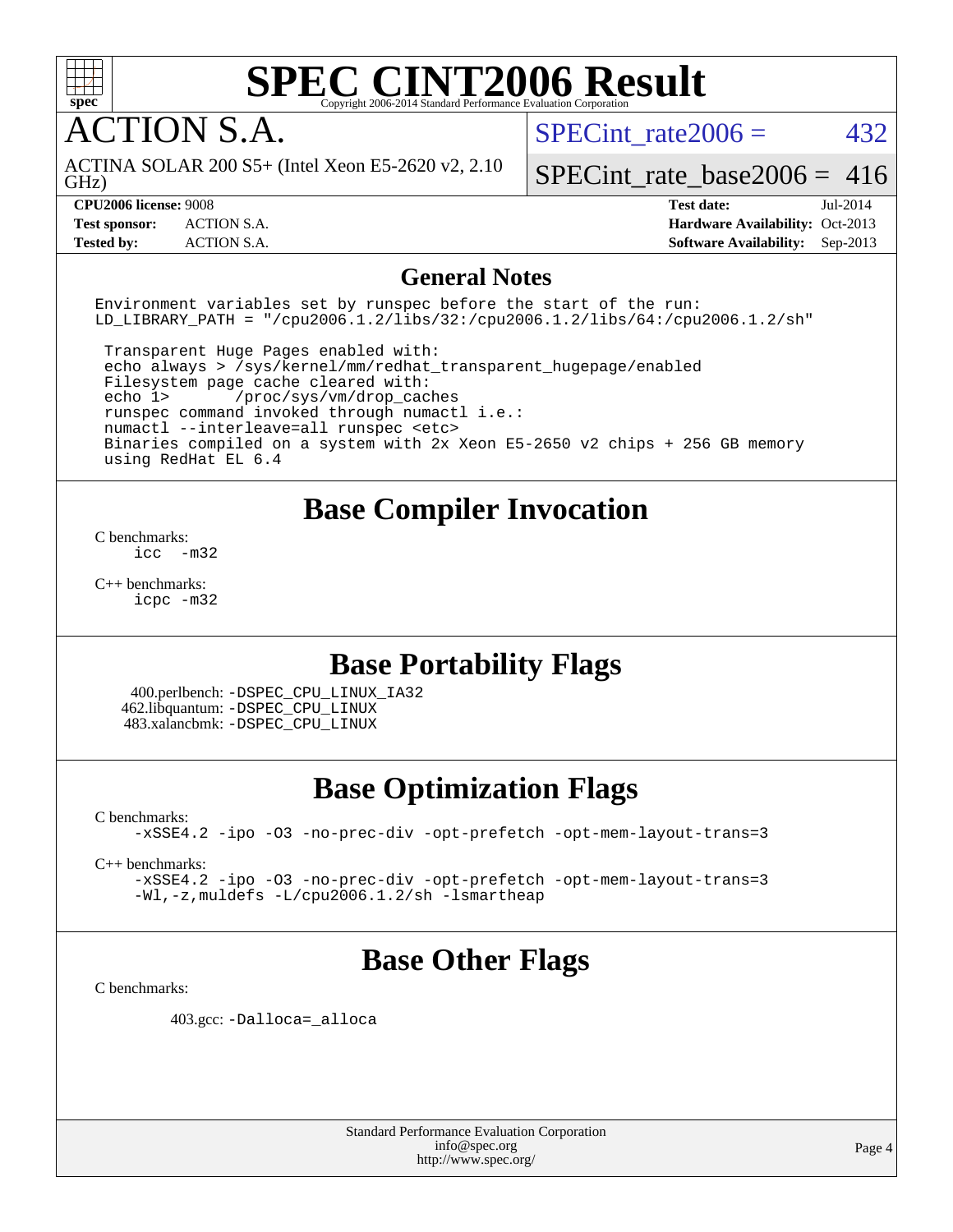# SPEC CINT2006 Result

Copyright 2006-2014 Standard Performance Evaluation Corporation

## ACTION S.A.

ACTINA SOLAR 200 S5+ (Intel Xeon E5-2620 v2, 2.10 GHz)

SPECint_rate2006 = 432

SPECint_rate_base2006 = 416

**CPU2006 license:** 9008
**Test sponsor:** ACTION S.A.
**Tested by:** ACTION S.A.

**Test date:** Jul-2014
**Hardware Availability:** Oct-2013
**Software Availability:** Sep-2013

## General Notes

```
Environment variables set by runspec before the start of the run:
LD_LIBRARY_PATH = "/cpu2006.1.2/libs/32:/cpu2006.1.2/libs/64:/cpu2006.1.2/sh"

 Transparent Huge Pages enabled with:
 echo always > /sys/kernel/mm/redhat_transparent_hugepage/enabled
 Filesystem page cache cleared with:
 echo 1>       /proc/sys/vm/drop_caches
 runspec command invoked through numactl i.e.:
 numactl --interleave=all runspec <etc>
 Binaries compiled on a system with 2x Xeon E5-2650 v2 chips + 256 GB memory
 using RedHat EL 6.4
```

## Base Compiler Invocation

C benchmarks:
```
icc  -m32
```

C++ benchmarks:
```
icpc -m32
```

## Base Portability Flags

400.perlbench: `-DSPEC_CPU_LINUX_IA32`
462.libquantum: `-DSPEC_CPU_LINUX`
483.xalancbmk: `-DSPEC_CPU_LINUX`

## Base Optimization Flags

C benchmarks:
```
-xSSE4.2 -ipo -O3 -no-prec-div -opt-prefetch -opt-mem-layout-trans=3
```

C++ benchmarks:
```
-xSSE4.2 -ipo -O3 -no-prec-div -opt-prefetch -opt-mem-layout-trans=3
-Wl,-z,muldefs -L/cpu2006.1.2/sh -lsmartheap
```

## Base Other Flags

C benchmarks:

403.gcc: `-Dalloca=_alloca`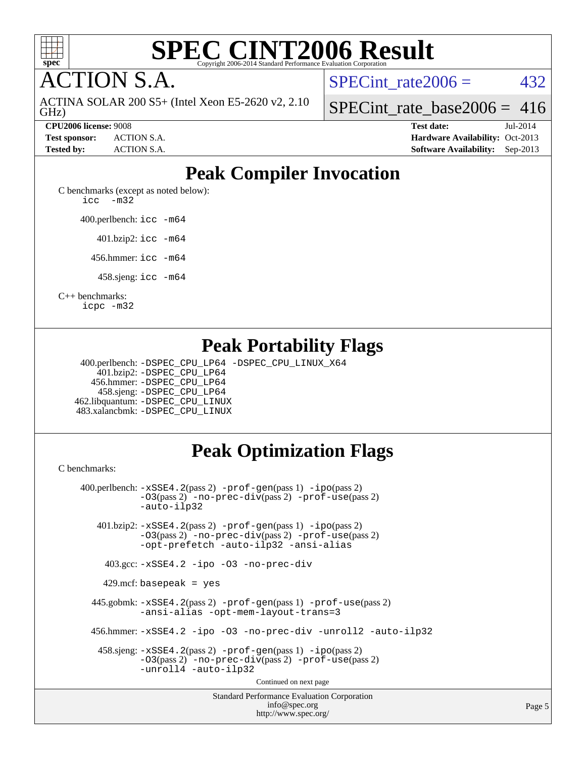# SPEC CINT2006 Result

Copyright 2006-2014 Standard Performance Evaluation Corporation

# ACTION S.A.

ACTINA SOLAR 200 S5+ (Intel Xeon E5-2620 v2, 2.10 GHz)

SPECint_rate2006 = 432

SPECint_rate_base2006 = 416

**CPU2006 license:** 9008
**Test sponsor:** ACTION S.A.
**Tested by:** ACTION S.A.

**Test date:** Jul-2014
**Hardware Availability:** Oct-2013
**Software Availability:** Sep-2013

## Peak Compiler Invocation

C benchmarks (except as noted below):
`icc -m32`

400.perlbench: `icc -m64`

401.bzip2: `icc -m64`

456.hmmer: `icc -m64`

458.sjeng: `icc -m64`

C++ benchmarks:
`icpc -m32`

## Peak Portability Flags

400.perlbench: `-DSPEC_CPU_LP64 -DSPEC_CPU_LINUX_X64`
401.bzip2: `-DSPEC_CPU_LP64`
456.hmmer: `-DSPEC_CPU_LP64`
458.sjeng: `-DSPEC_CPU_LP64`
462.libquantum: `-DSPEC_CPU_LINUX`
483.xalancbmk: `-DSPEC_CPU_LINUX`

## Peak Optimization Flags

C benchmarks:

400.perlbench: `-xSSE4.2`(pass 2) `-prof-gen`(pass 1) `-ipo`(pass 2) `-O3`(pass 2) `-no-prec-div`(pass 2) `-prof-use`(pass 2) `-auto-ilp32`

401.bzip2: `-xSSE4.2`(pass 2) `-prof-gen`(pass 1) `-ipo`(pass 2) `-O3`(pass 2) `-no-prec-div`(pass 2) `-prof-use`(pass 2) `-opt-prefetch -auto-ilp32 -ansi-alias`

403.gcc: `-xSSE4.2 -ipo -O3 -no-prec-div`

429.mcf: `basepeak = yes`

445.gobmk: `-xSSE4.2`(pass 2) `-prof-gen`(pass 1) `-prof-use`(pass 2) `-ansi-alias -opt-mem-layout-trans=3`

456.hmmer: `-xSSE4.2 -ipo -O3 -no-prec-div -unroll2 -auto-ilp32`

458.sjeng: `-xSSE4.2`(pass 2) `-prof-gen`(pass 1) `-ipo`(pass 2) `-O3`(pass 2) `-no-prec-div`(pass 2) `-prof-use`(pass 2) `-unroll4 -auto-ilp32`

Continued on next page

Standard Performance Evaluation Corporation
info@spec.org
http://www.spec.org/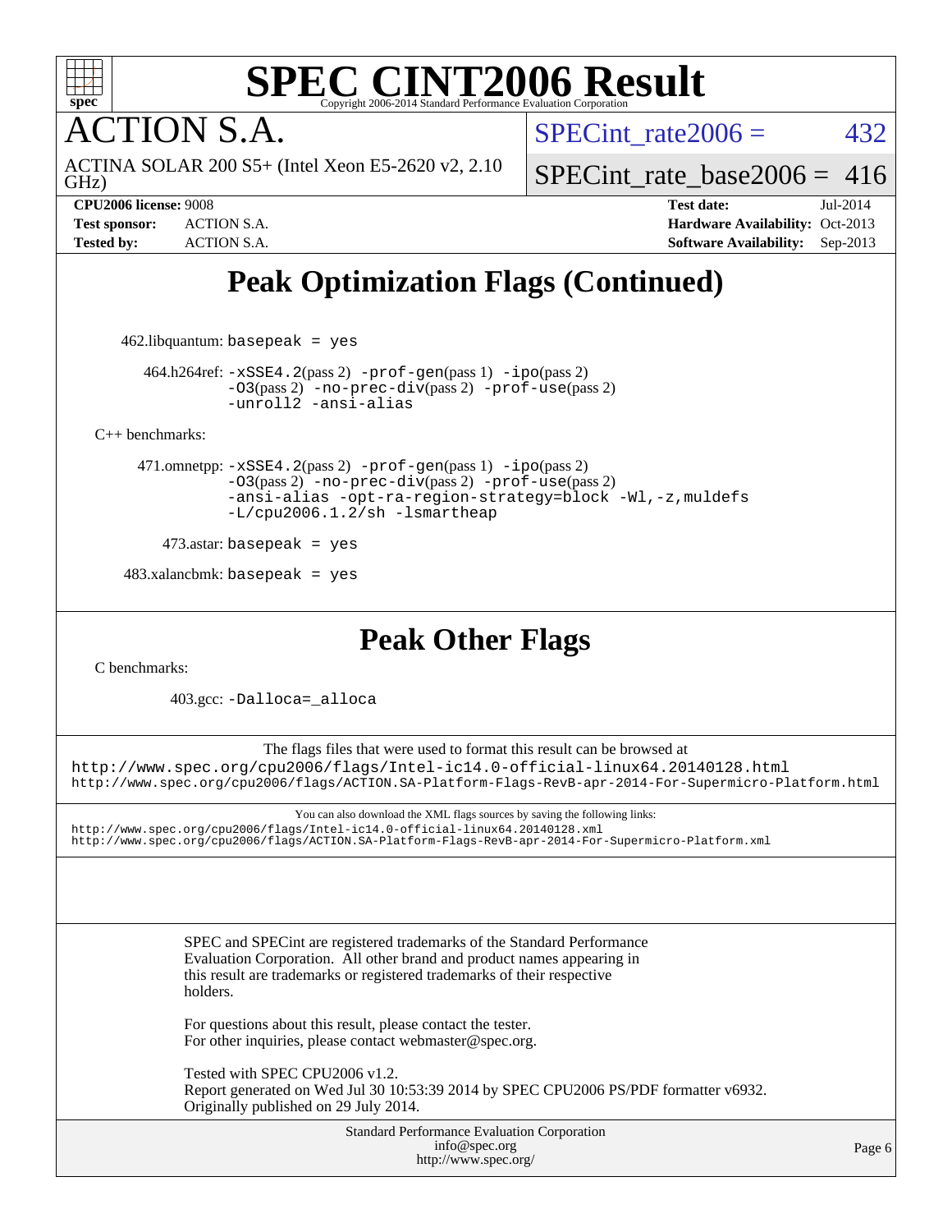# ACTION S.A.

ACTINA SOLAR 200 S5+ (Intel Xeon E5-2620 v2, 2.10 GHz)

SPECint_rate2006 = 432

SPECint_rate_base2006 = 416

**CPU2006 license:** 9008

**Test sponsor:** ACTION S.A.

**Tested by:** ACTION S.A.

**Test date:** Jul-2014

**Hardware Availability:** Oct-2013

**Software Availability:** Sep-2013

## Peak Optimization Flags (Continued)

462.libquantum: `basepeak = yes`

464.h264ref: `-xSSE4.2`(pass 2) `-prof-gen`(pass 1) `-ipo`(pass 2) `-O3`(pass 2) `-no-prec-div`(pass 2) `-prof-use`(pass 2) `-unroll2 -ansi-alias`

C++ benchmarks:

471.omnetpp: `-xSSE4.2`(pass 2) `-prof-gen`(pass 1) `-ipo`(pass 2) `-O3`(pass 2) `-no-prec-div`(pass 2) `-prof-use`(pass 2) `-ansi-alias -opt-ra-region-strategy=block -Wl,-z,muldefs -L/cpu2006.1.2/sh -lsmartheap`

473.astar: `basepeak = yes`

483.xalancbmk: `basepeak = yes`

## Peak Other Flags

C benchmarks:

403.gcc: `-Dalloca=_alloca`

The flags files that were used to format this result can be browsed at

http://www.spec.org/cpu2006/flags/Intel-ic14.0-official-linux64.20140128.html
http://www.spec.org/cpu2006/flags/ACTION.SA-Platform-Flags-RevB-apr-2014-For-Supermicro-Platform.html

You can also download the XML flags sources by saving the following links:

http://www.spec.org/cpu2006/flags/Intel-ic14.0-official-linux64.20140128.xml
http://www.spec.org/cpu2006/flags/ACTION.SA-Platform-Flags-RevB-apr-2014-For-Supermicro-Platform.xml

SPEC and SPECint are registered trademarks of the Standard Performance Evaluation Corporation. All other brand and product names appearing in this result are trademarks or registered trademarks of their respective holders.

For questions about this result, please contact the tester.
For other inquiries, please contact webmaster@spec.org.

Tested with SPEC CPU2006 v1.2.
Report generated on Wed Jul 30 10:53:39 2014 by SPEC CPU2006 PS/PDF formatter v6932.
Originally published on 29 July 2014.